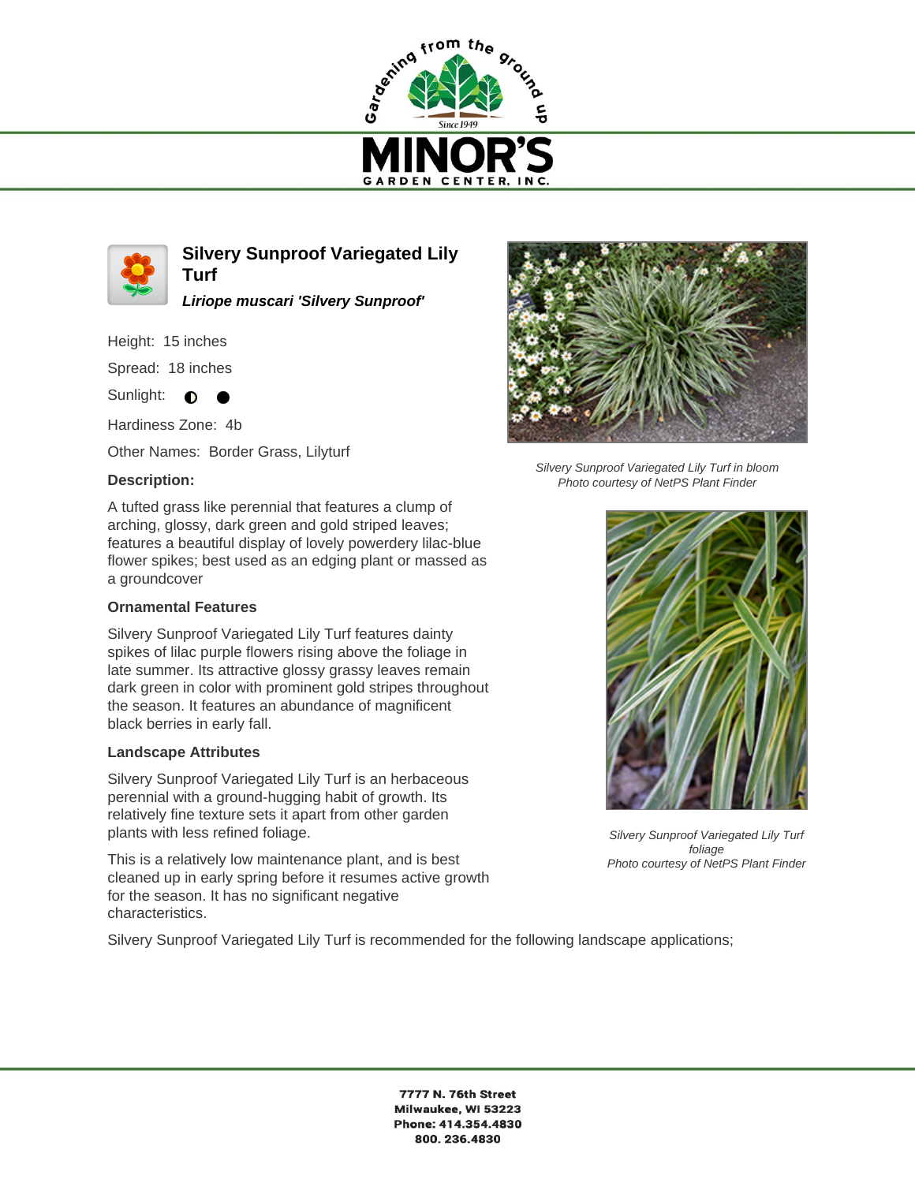Gardening from the ground up

Since 1949

# MINOR'S

GARDEN CENTER, INC.

## Silvery Sunproof Variegated Lily Turf

***Liriope muscari 'Silvery Sunproof'***

Height: 15 inches

Spread: 18 inches

Sunlight: ◐ ●

Hardiness Zone: 4b

Other Names: Border Grass, Lilyturf

### Description:

A tufted grass like perennial that features a clump of arching, glossy, dark green and gold striped leaves; features a beautiful display of lovely powerdery lilac-blue flower spikes; best used as an edging plant or massed as a groundcover

### Ornamental Features

Silvery Sunproof Variegated Lily Turf features dainty spikes of lilac purple flowers rising above the foliage in late summer. Its attractive glossy grassy leaves remain dark green in color with prominent gold stripes throughout the season. It features an abundance of magnificent black berries in early fall.

### Landscape Attributes

Silvery Sunproof Variegated Lily Turf is an herbaceous perennial with a ground-hugging habit of growth. Its relatively fine texture sets it apart from other garden plants with less refined foliage.

This is a relatively low maintenance plant, and is best cleaned up in early spring before it resumes active growth for the season. It has no significant negative characteristics.

Silvery Sunproof Variegated Lily Turf is recommended for the following landscape applications;

*Silvery Sunproof Variegated Lily Turf in bloom*
*Photo courtesy of NetPS Plant Finder*

*Silvery Sunproof Variegated Lily Turf foliage*
*Photo courtesy of NetPS Plant Finder*

**7777 N. 76th Street**
**Milwaukee, WI 53223**
**Phone: 414.354.4830**
**800. 236.4830**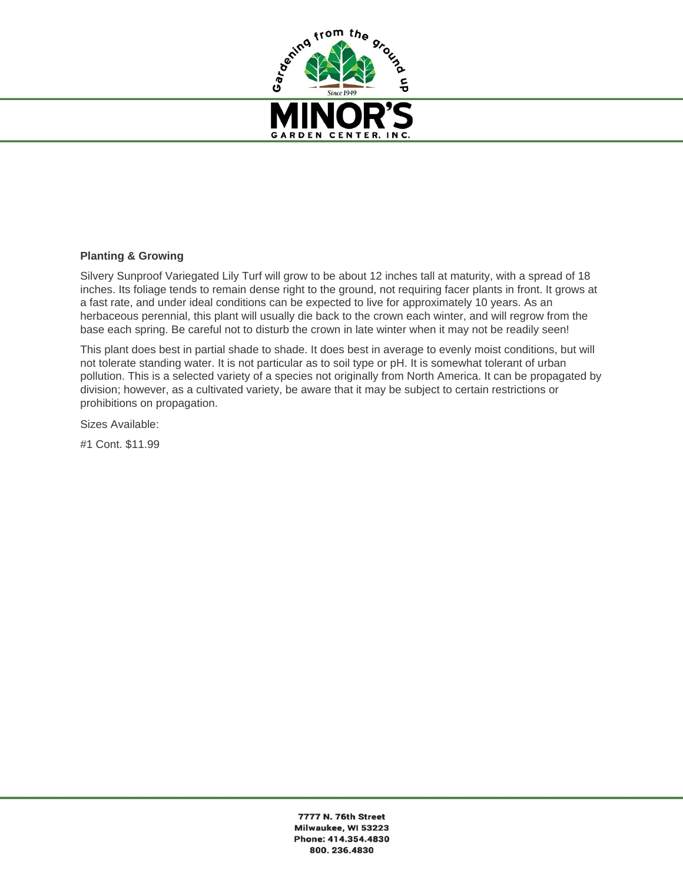**Planting & Growing**

Silvery Sunproof Variegated Lily Turf will grow to be about 12 inches tall at maturity, with a spread of 18 inches. Its foliage tends to remain dense right to the ground, not requiring facer plants in front. It grows at a fast rate, and under ideal conditions can be expected to live for approximately 10 years. As an herbaceous perennial, this plant will usually die back to the crown each winter, and will regrow from the base each spring. Be careful not to disturb the crown in late winter when it may not be readily seen!

This plant does best in partial shade to shade. It does best in average to evenly moist conditions, but will not tolerate standing water. It is not particular as to soil type or pH. It is somewhat tolerant of urban pollution. This is a selected variety of a species not originally from North America. It can be propagated by division; however, as a cultivated variety, be aware that it may be subject to certain restrictions or prohibitions on propagation.

Sizes Available:

#1 Cont. $11.99